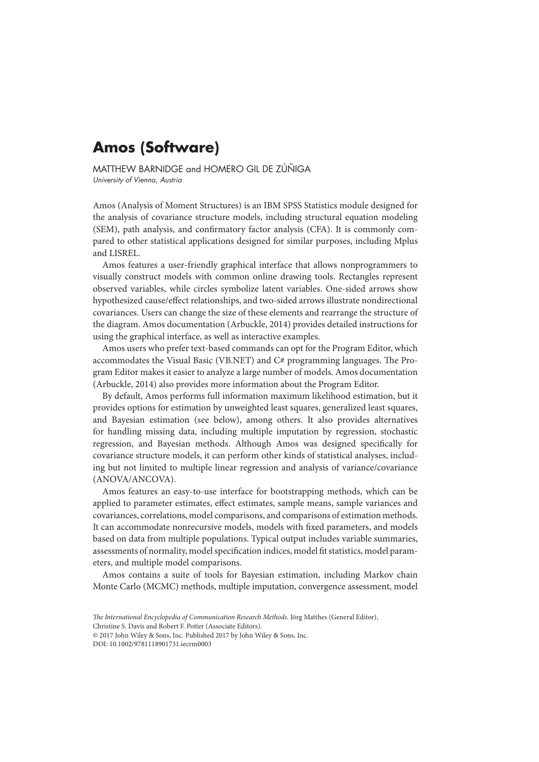# Amos (Software)

MATTHEW BARNIDGE and HOMERO GIL DE ZÚÑIGA
*University of Vienna, Austria*

Amos (Analysis of Moment Structures) is an IBM SPSS Statistics module designed for the analysis of covariance structure models, including structural equation modeling (SEM), path analysis, and confirmatory factor analysis (CFA). It is commonly compared to other statistical applications designed for similar purposes, including Mplus and LISREL.

Amos features a user-friendly graphical interface that allows nonprogrammers to visually construct models with common online drawing tools. Rectangles represent observed variables, while circles symbolize latent variables. One-sided arrows show hypothesized cause/effect relationships, and two-sided arrows illustrate nondirectional covariances. Users can change the size of these elements and rearrange the structure of the diagram. Amos documentation (Arbuckle, 2014) provides detailed instructions for using the graphical interface, as well as interactive examples.

Amos users who prefer text-based commands can opt for the Program Editor, which accommodates the Visual Basic (VB.NET) and C# programming languages. The Program Editor makes it easier to analyze a large number of models. Amos documentation (Arbuckle, 2014) also provides more information about the Program Editor.

By default, Amos performs full information maximum likelihood estimation, but it provides options for estimation by unweighted least squares, generalized least squares, and Bayesian estimation (see below), among others. It also provides alternatives for handling missing data, including multiple imputation by regression, stochastic regression, and Bayesian methods. Although Amos was designed specifically for covariance structure models, it can perform other kinds of statistical analyses, including but not limited to multiple linear regression and analysis of variance/covariance (ANOVA/ANCOVA).

Amos features an easy-to-use interface for bootstrapping methods, which can be applied to parameter estimates, effect estimates, sample means, sample variances and covariances, correlations, model comparisons, and comparisons of estimation methods. It can accommodate nonrecursive models, models with fixed parameters, and models based on data from multiple populations. Typical output includes variable summaries, assessments of normality, model specification indices, model fit statistics, model parameters, and multiple model comparisons.

Amos contains a suite of tools for Bayesian estimation, including Markov chain Monte Carlo (MCMC) methods, multiple imputation, convergence assessment, model

*The International Encyclopedia of Communication Research Methods.* Jörg Matthes (General Editor), Christine S. Davis and Robert F. Potter (Associate Editors).
© 2017 John Wiley & Sons, Inc. Published 2017 by John Wiley & Sons, Inc.
DOI: 10.1002/9781118901731.iecrm0003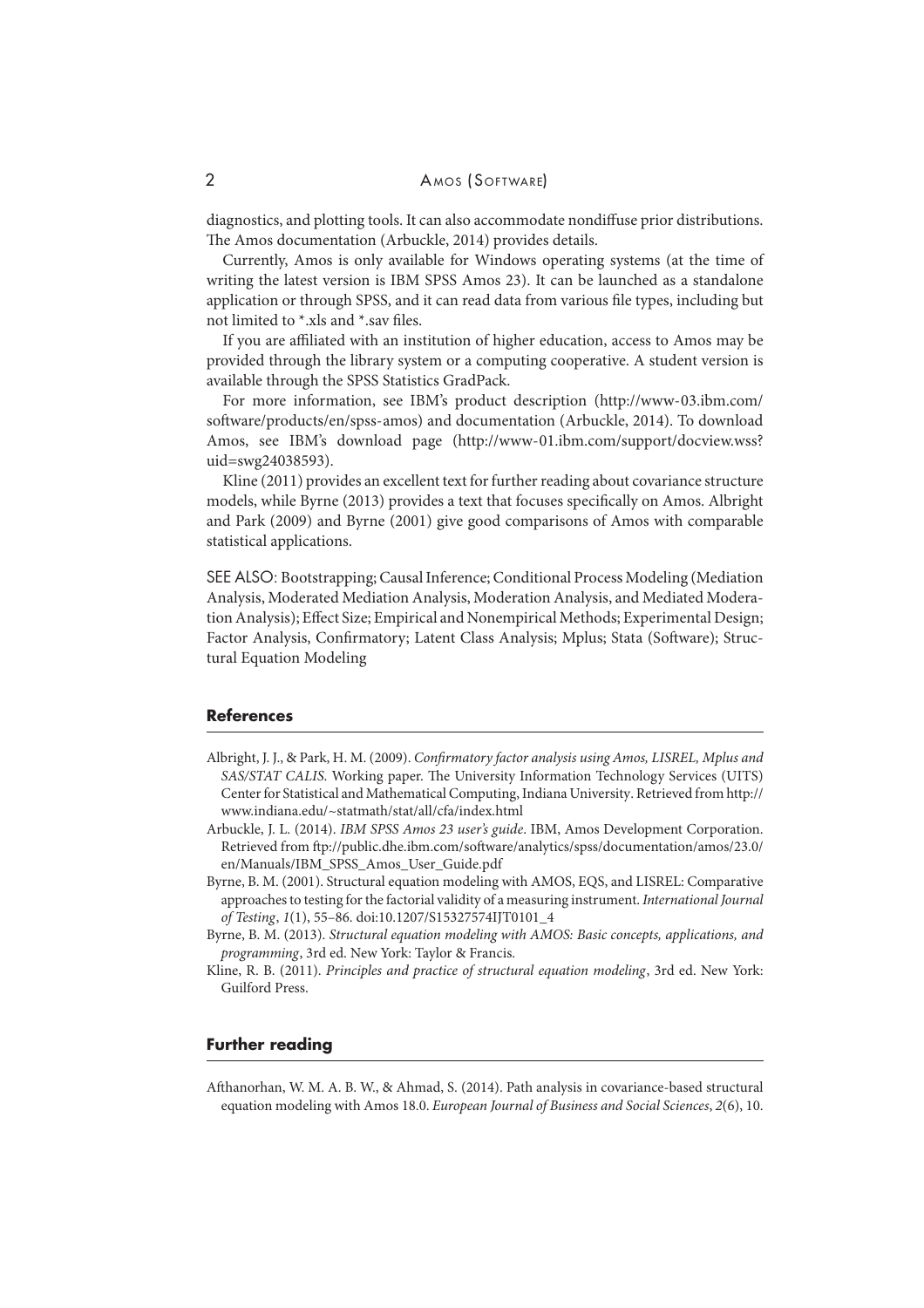diagnostics, and plotting tools. It can also accommodate nondiffuse prior distributions. The Amos documentation (Arbuckle, 2014) provides details.

Currently, Amos is only available for Windows operating systems (at the time of writing the latest version is IBM SPSS Amos 23). It can be launched as a standalone application or through SPSS, and it can read data from various file types, including but not limited to *.xls and *.sav files.

If you are affiliated with an institution of higher education, access to Amos may be provided through the library system or a computing cooperative. A student version is available through the SPSS Statistics GradPack.

For more information, see IBM's product description (http://www-03.ibm.com/software/products/en/spss-amos) and documentation (Arbuckle, 2014). To download Amos, see IBM's download page (http://www-01.ibm.com/support/docview.wss?uid=swg24038593).

Kline (2011) provides an excellent text for further reading about covariance structure models, while Byrne (2013) provides a text that focuses specifically on Amos. Albright and Park (2009) and Byrne (2001) give good comparisons of Amos with comparable statistical applications.

SEE ALSO: Bootstrapping; Causal Inference; Conditional Process Modeling (Mediation Analysis, Moderated Mediation Analysis, Moderation Analysis, and Mediated Moderation Analysis); Effect Size; Empirical and Nonempirical Methods; Experimental Design; Factor Analysis, Confirmatory; Latent Class Analysis; Mplus; Stata (Software); Structural Equation Modeling

## References

Albright, J. J., & Park, H. M. (2009). *Confirmatory factor analysis using Amos, LISREL, Mplus and SAS/STAT CALIS*. Working paper. The University Information Technology Services (UITS) Center for Statistical and Mathematical Computing, Indiana University. Retrieved from http://www.indiana.edu/~statmath/stat/all/cfa/index.html

Arbuckle, J. L. (2014). *IBM SPSS Amos 23 user's guide*. IBM, Amos Development Corporation. Retrieved from ftp://public.dhe.ibm.com/software/analytics/spss/documentation/amos/23.0/en/Manuals/IBM_SPSS_Amos_User_Guide.pdf

Byrne, B. M. (2001). Structural equation modeling with AMOS, EQS, and LISREL: Comparative approaches to testing for the factorial validity of a measuring instrument. *International Journal of Testing*, *1*(1), 55–86. doi:10.1207/S15327574IJT0101_4

Byrne, B. M. (2013). *Structural equation modeling with AMOS: Basic concepts, applications, and programming*, 3rd ed. New York: Taylor & Francis.

Kline, R. B. (2011). *Principles and practice of structural equation modeling*, 3rd ed. New York: Guilford Press.

## Further reading

Afthanorhan, W. M. A. B. W., & Ahmad, S. (2014). Path analysis in covariance-based structural equation modeling with Amos 18.0. *European Journal of Business and Social Sciences*, *2*(6), 10.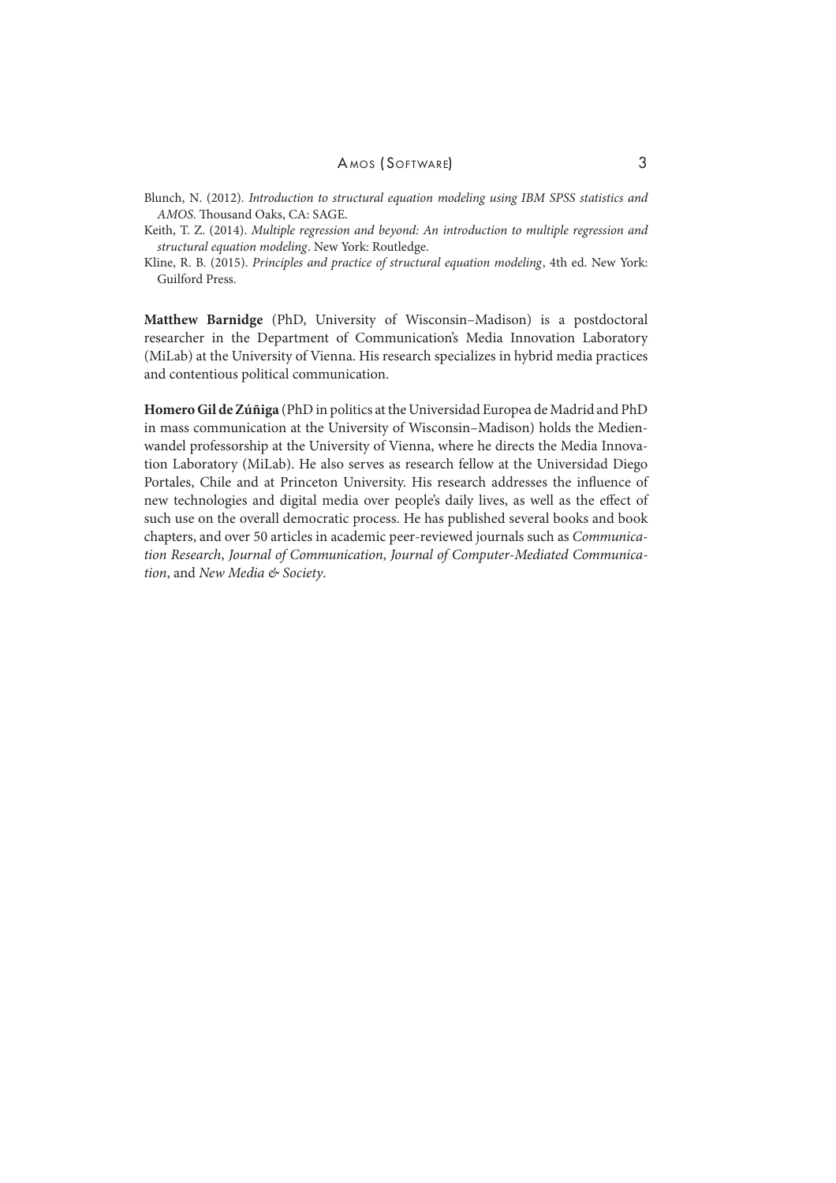Blunch, N. (2012). *Introduction to structural equation modeling using IBM SPSS statistics and AMOS*. Thousand Oaks, CA: SAGE.

Keith, T. Z. (2014). *Multiple regression and beyond: An introduction to multiple regression and structural equation modeling*. New York: Routledge.

Kline, R. B. (2015). *Principles and practice of structural equation modeling*, 4th ed. New York: Guilford Press.

**Matthew Barnidge** (PhD, University of Wisconsin–Madison) is a postdoctoral researcher in the Department of Communication's Media Innovation Laboratory (MiLab) at the University of Vienna. His research specializes in hybrid media practices and contentious political communication.

**Homero Gil de Zúñiga** (PhD in politics at the Universidad Europea de Madrid and PhD in mass communication at the University of Wisconsin–Madison) holds the Medienwandel professorship at the University of Vienna, where he directs the Media Innovation Laboratory (MiLab). He also serves as research fellow at the Universidad Diego Portales, Chile and at Princeton University. His research addresses the influence of new technologies and digital media over people's daily lives, as well as the effect of such use on the overall democratic process. He has published several books and book chapters, and over 50 articles in academic peer-reviewed journals such as *Communication Research*, *Journal of Communication*, *Journal of Computer-Mediated Communication*, and *New Media & Society*.